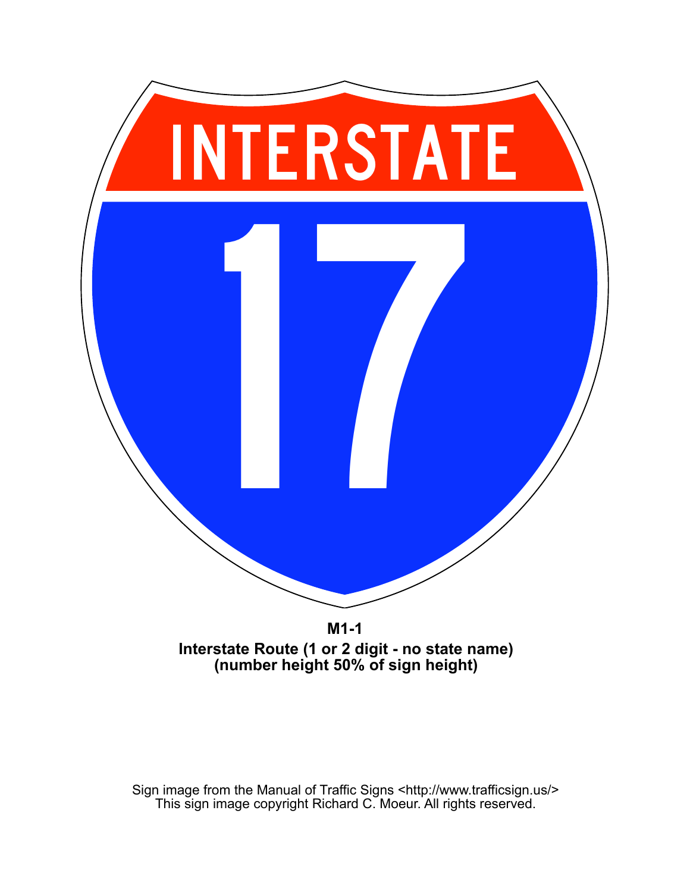INTERSTATE

17

**M1-1**

**Interstate Route (1 or 2 digit - no state name)**
**(number height 50% of sign height)**

Sign image from the Manual of Traffic Signs <http://www.trafficsign.us/>
This sign image copyright Richard C. Moeur. All rights reserved.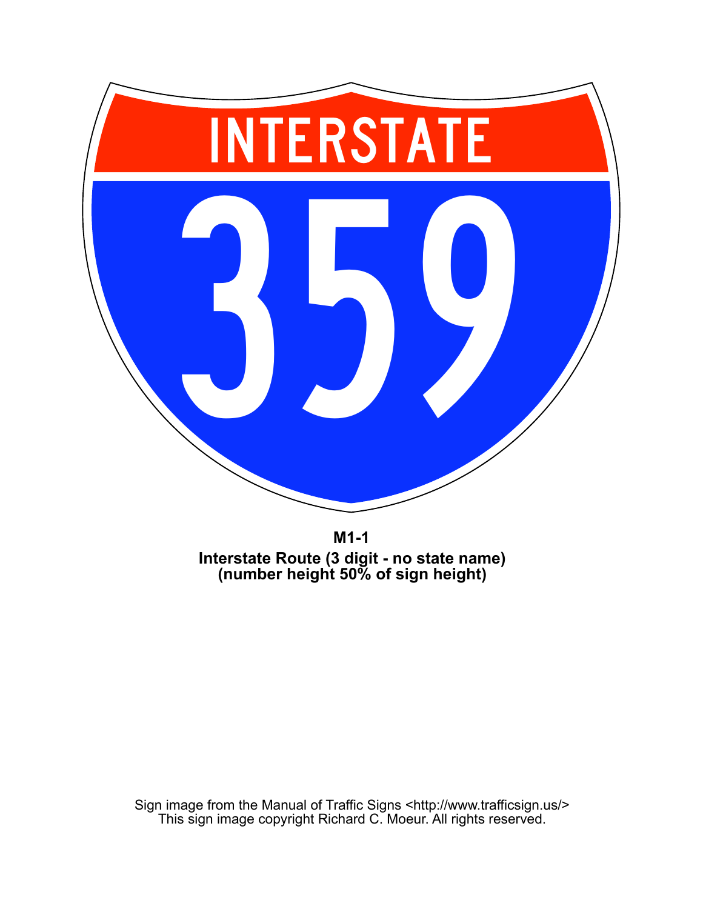INTERSTATE

359

**M1-1**
**Interstate Route (3 digit - no state name)**
**(number height 50% of sign height)**

Sign image from the Manual of Traffic Signs <http://www.trafficsign.us/>
This sign image copyright Richard C. Moeur. All rights reserved.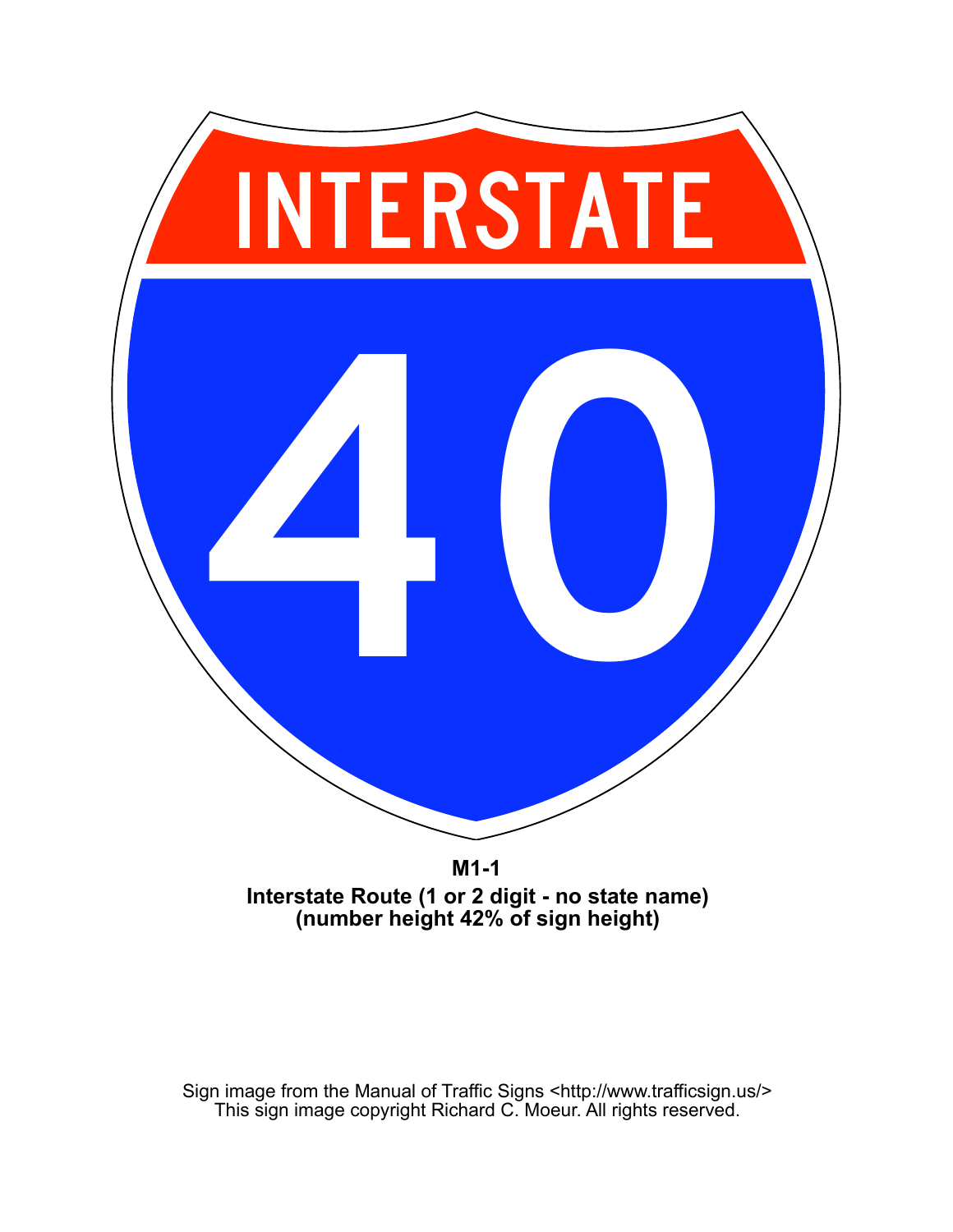INTERSTATE

40

**M1-1**
**Interstate Route (1 or 2 digit - no state name)**
**(number height 42% of sign height)**

Sign image from the Manual of Traffic Signs <http://www.trafficsign.us/>
This sign image copyright Richard C. Moeur. All rights reserved.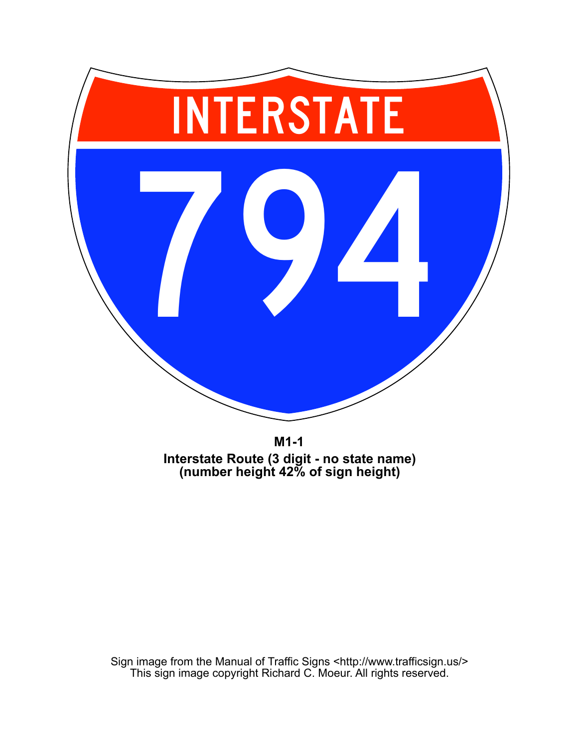INTERSTATE

794

**M1-1**

**Interstate Route (3 digit - no state name)**
**(number height 42% of sign height)**

Sign image from the Manual of Traffic Signs <http://www.trafficsign.us/>
This sign image copyright Richard C. Moeur. All rights reserved.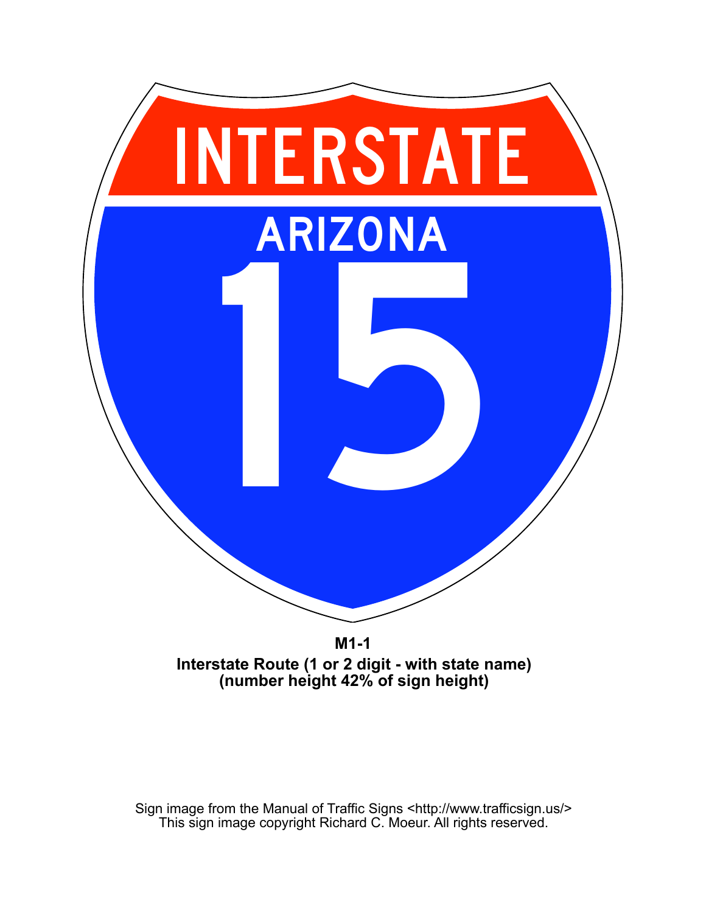INTERSTATE

ARIZONA

15

**M1-1**
**Interstate Route (1 or 2 digit - with state name)**
**(number height 42% of sign height)**

Sign image from the Manual of Traffic Signs <http://www.trafficsign.us/>
This sign image copyright Richard C. Moeur. All rights reserved.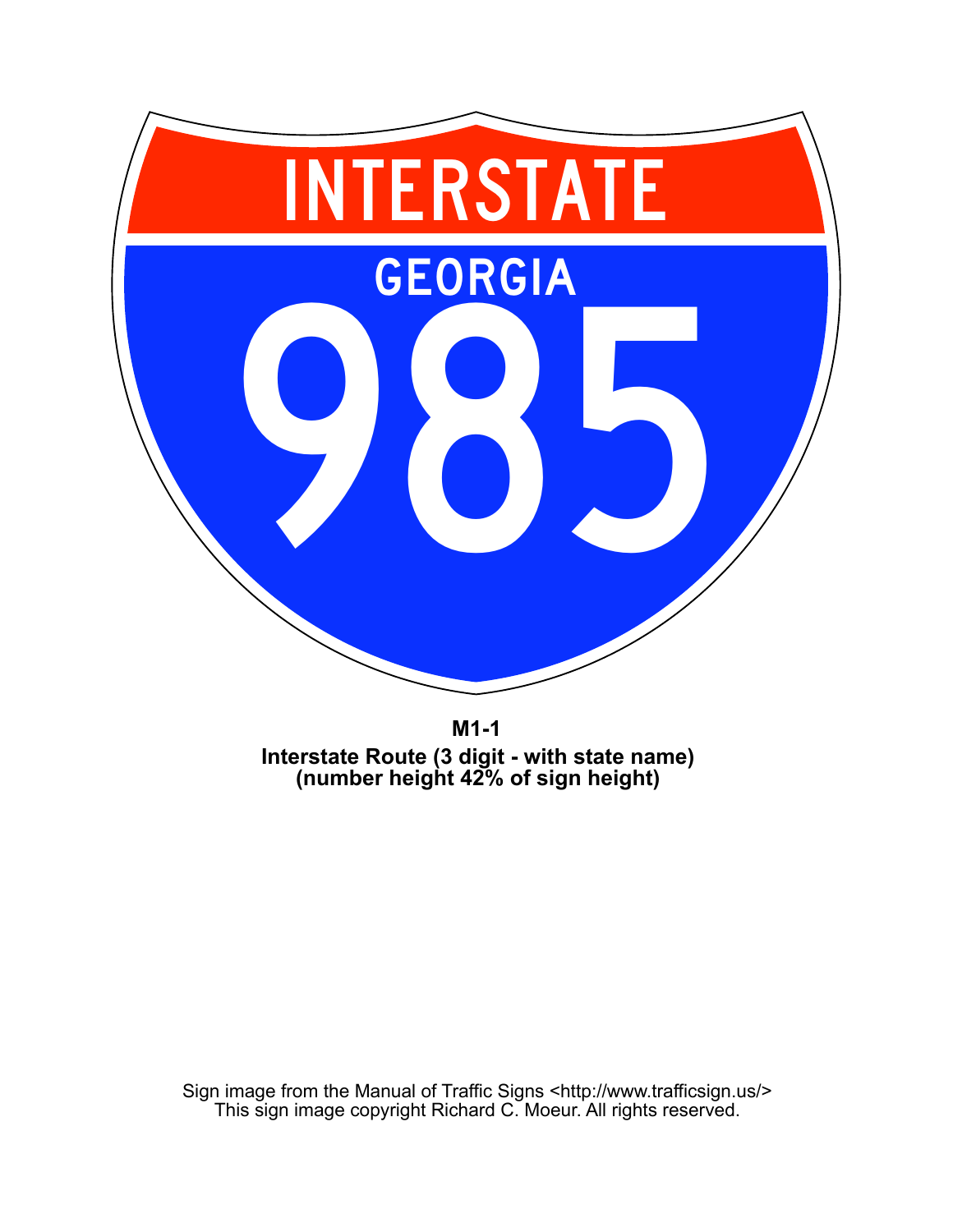INTERSTATE

GEORGIA

985

**M1-1**

**Interstate Route (3 digit - with state name)**
**(number height 42% of sign height)**

Sign image from the Manual of Traffic Signs <http://www.trafficsign.us/>
This sign image copyright Richard C. Moeur. All rights reserved.